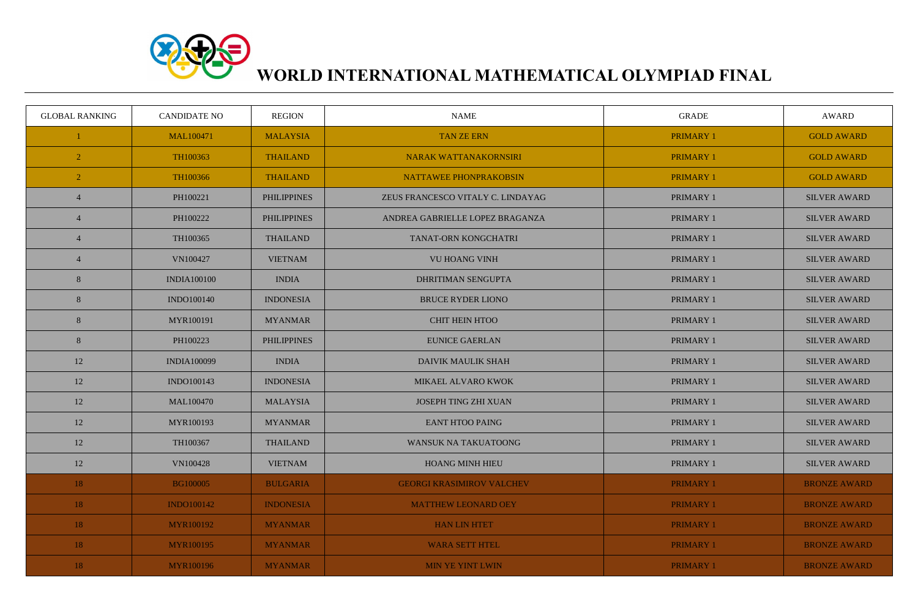# WORLD INTERNATIONAL MATHEMATICAL OLYMPIAD FINAL

| GLOBAL RANKING | CANDIDATE NO | REGION | NAME | GRADE | AWARD |
|---|---|---|---|---|---|
| 1 | MAL100471 | MALAYSIA | TAN ZE ERN | PRIMARY 1 | GOLD AWARD |
| 2 | TH100363 | THAILAND | NARAK WATTANAKORNSIRI | PRIMARY 1 | GOLD AWARD |
| 2 | TH100366 | THAILAND | NATTAWEE PHONPRAKOBSIN | PRIMARY 1 | GOLD AWARD |
| 4 | PH100221 | PHILIPPINES | ZEUS FRANCESCO VITALY C. LINDAYAG | PRIMARY 1 | SILVER AWARD |
| 4 | PH100222 | PHILIPPINES | ANDREA GABRIELLE LOPEZ BRAGANZA | PRIMARY 1 | SILVER AWARD |
| 4 | TH100365 | THAILAND | TANAT-ORN KONGCHATRI | PRIMARY 1 | SILVER AWARD |
| 4 | VN100427 | VIETNAM | VU HOANG VINH | PRIMARY 1 | SILVER AWARD |
| 8 | INDIA100100 | INDIA | DHRITIMAN SENGUPTA | PRIMARY 1 | SILVER AWARD |
| 8 | INDO100140 | INDONESIA | BRUCE RYDER LIONO | PRIMARY 1 | SILVER AWARD |
| 8 | MYR100191 | MYANMAR | CHIT HEIN HTOO | PRIMARY 1 | SILVER AWARD |
| 8 | PH100223 | PHILIPPINES | EUNICE GAERLAN | PRIMARY 1 | SILVER AWARD |
| 12 | INDIA100099 | INDIA | DAIVIK MAULIK SHAH | PRIMARY 1 | SILVER AWARD |
| 12 | INDO100143 | INDONESIA | MIKAEL ALVARO KWOK | PRIMARY 1 | SILVER AWARD |
| 12 | MAL100470 | MALAYSIA | JOSEPH TING ZHI XUAN | PRIMARY 1 | SILVER AWARD |
| 12 | MYR100193 | MYANMAR | EANT HTOO PAING | PRIMARY 1 | SILVER AWARD |
| 12 | TH100367 | THAILAND | WANSUK NA TAKUATOONG | PRIMARY 1 | SILVER AWARD |
| 12 | VN100428 | VIETNAM | HOANG MINH HIEU | PRIMARY 1 | SILVER AWARD |
| 18 | BG100005 | BULGARIA | GEORGI KRASIMIROV VALCHEV | PRIMARY 1 | BRONZE AWARD |
| 18 | INDO100142 | INDONESIA | MATTHEW LEONARD OEY | PRIMARY 1 | BRONZE AWARD |
| 18 | MYR100192 | MYANMAR | HAN LIN HTET | PRIMARY 1 | BRONZE AWARD |
| 18 | MYR100195 | MYANMAR | WARA SETT HTEL | PRIMARY 1 | BRONZE AWARD |
| 18 | MYR100196 | MYANMAR | MIN YE YINT LWIN | PRIMARY 1 | BRONZE AWARD |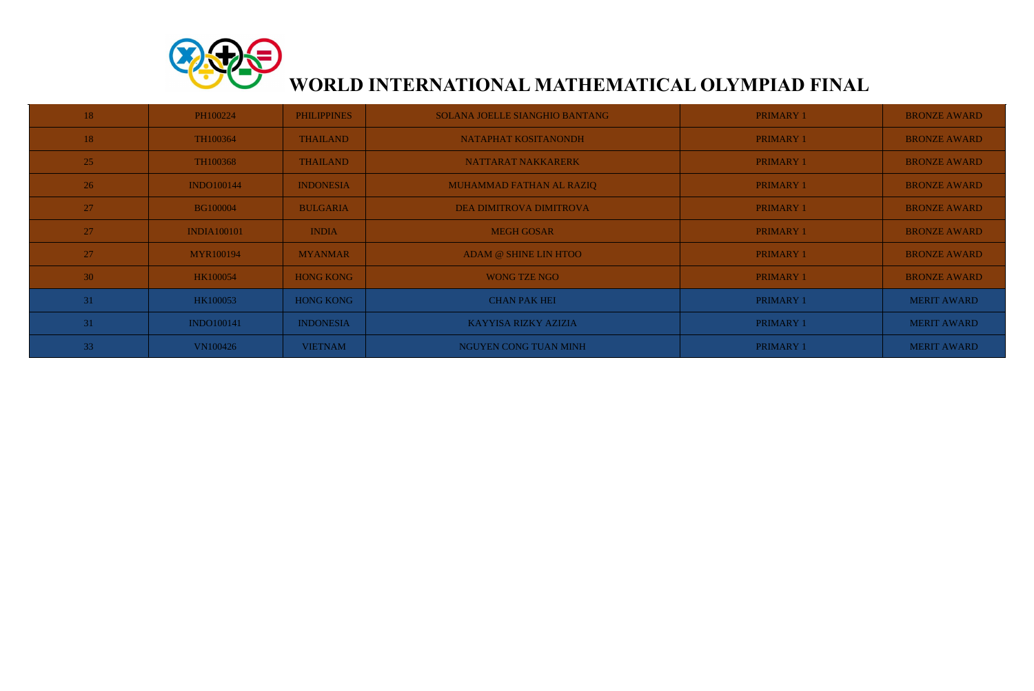# WORLD INTERNATIONAL MATHEMATICAL OLYMPIAD FINAL

| | | | | | |
|---|---|---|---|---|---|
| 18 | PH100224 | PHILIPPINES | SOLANA JOELLE SIANGHIO BANTANG | PRIMARY 1 | BRONZE AWARD |
| 18 | TH100364 | THAILAND | NATAPHAT KOSITANONDH | PRIMARY 1 | BRONZE AWARD |
| 25 | TH100368 | THAILAND | NATTARAT NAKKARERK | PRIMARY 1 | BRONZE AWARD |
| 26 | INDO100144 | INDONESIA | MUHAMMAD FATHAN AL RAZIQ | PRIMARY 1 | BRONZE AWARD |
| 27 | BG100004 | BULGARIA | DEA DIMITROVA DIMITROVA | PRIMARY 1 | BRONZE AWARD |
| 27 | INDIA100101 | INDIA | MEGH GOSAR | PRIMARY 1 | BRONZE AWARD |
| 27 | MYR100194 | MYANMAR | ADAM @ SHINE LIN HTOO | PRIMARY 1 | BRONZE AWARD |
| 30 | HK100054 | HONG KONG | WONG TZE NGO | PRIMARY 1 | BRONZE AWARD |
| 31 | HK100053 | HONG KONG | CHAN PAK HEI | PRIMARY 1 | MERIT AWARD |
| 31 | INDO100141 | INDONESIA | KAYYISA RIZKY AZIZIA | PRIMARY 1 | MERIT AWARD |
| 33 | VN100426 | VIETNAM | NGUYEN CONG TUAN MINH | PRIMARY 1 | MERIT AWARD |